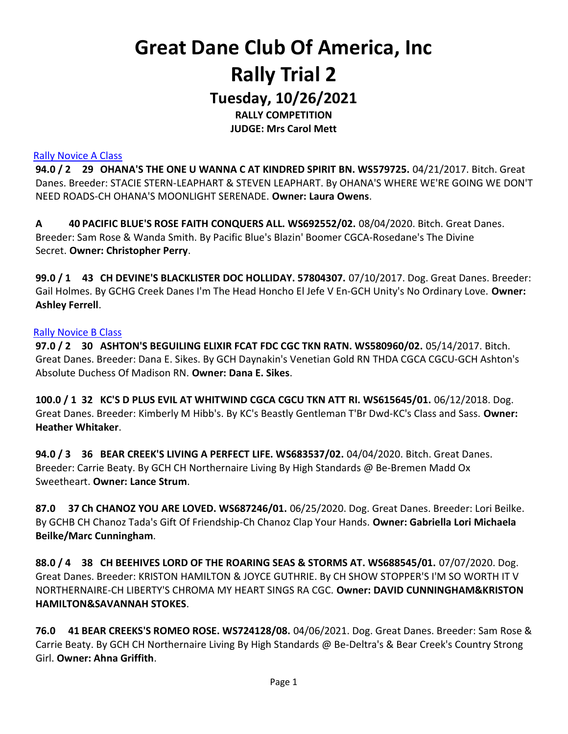# Great Dane Club Of America, Inc

# Rally Trial 2

## Tuesday, 10/26/2021

**RALLY COMPETITION**

**JUDGE: Mrs Carol Mett**

Rally Novice A Class

**94.0 / 2 29 OHANA'S THE ONE U WANNA C AT KINDRED SPIRIT BN. WS579725.** 04/21/2017. Bitch. Great Danes. Breeder: STACIE STERN-LEAPHART & STEVEN LEAPHART. By OHANA'S WHERE WE'RE GOING WE DON'T NEED ROADS-CH OHANA'S MOONLIGHT SERENADE. **Owner: Laura Owens**.

**A 40 PACIFIC BLUE'S ROSE FAITH CONQUERS ALL. WS692552/02.** 08/04/2020. Bitch. Great Danes. Breeder: Sam Rose & Wanda Smith. By Pacific Blue's Blazin' Boomer CGCA-Rosedane's The Divine Secret. **Owner: Christopher Perry**.

**99.0 / 1 43 CH DEVINE'S BLACKLISTER DOC HOLLIDAY. 57804307.** 07/10/2017. Dog. Great Danes. Breeder: Gail Holmes. By GCHG Creek Danes I'm The Head Honcho El Jefe V En-GCH Unity's No Ordinary Love. **Owner: Ashley Ferrell**.

Rally Novice B Class

**97.0 / 2 30 ASHTON'S BEGUILING ELIXIR FCAT FDC CGC TKN RATN. WS580960/02.** 05/14/2017. Bitch. Great Danes. Breeder: Dana E. Sikes. By GCH Daynakin's Venetian Gold RN THDA CGCA CGCU-GCH Ashton's Absolute Duchess Of Madison RN. **Owner: Dana E. Sikes**.

**100.0 / 1 32 KC'S D PLUS EVIL AT WHITWIND CGCA CGCU TKN ATT RI. WS615645/01.** 06/12/2018. Dog. Great Danes. Breeder: Kimberly M Hibb's. By KC's Beastly Gentleman T'Br Dwd-KC's Class and Sass. **Owner: Heather Whitaker**.

**94.0 / 3 36 BEAR CREEK'S LIVING A PERFECT LIFE. WS683537/02.** 04/04/2020. Bitch. Great Danes. Breeder: Carrie Beaty. By GCH CH Northernaire Living By High Standards @ Be-Bremen Madd Ox Sweetheart. **Owner: Lance Strum**.

**87.0 37 Ch CHANOZ YOU ARE LOVED. WS687246/01.** 06/25/2020. Dog. Great Danes. Breeder: Lori Beilke. By GCHB CH Chanoz Tada's Gift Of Friendship-Ch Chanoz Clap Your Hands. **Owner: Gabriella Lori Michaela Beilke/Marc Cunningham**.

**88.0 / 4 38 CH BEEHIVES LORD OF THE ROARING SEAS & STORMS AT. WS688545/01.** 07/07/2020. Dog. Great Danes. Breeder: KRISTON HAMILTON & JOYCE GUTHRIE. By CH SHOW STOPPER'S I'M SO WORTH IT V NORTHERNAIRE-CH LIBERTY'S CHROMA MY HEART SINGS RA CGC. **Owner: DAVID CUNNINGHAM&KRISTON HAMILTON&SAVANNAH STOKES**.

**76.0 41 BEAR CREEKS'S ROMEO ROSE. WS724128/08.** 04/06/2021. Dog. Great Danes. Breeder: Sam Rose & Carrie Beaty. By GCH CH Northernaire Living By High Standards @ Be-Deltra's & Bear Creek's Country Strong Girl. **Owner: Ahna Griffith**.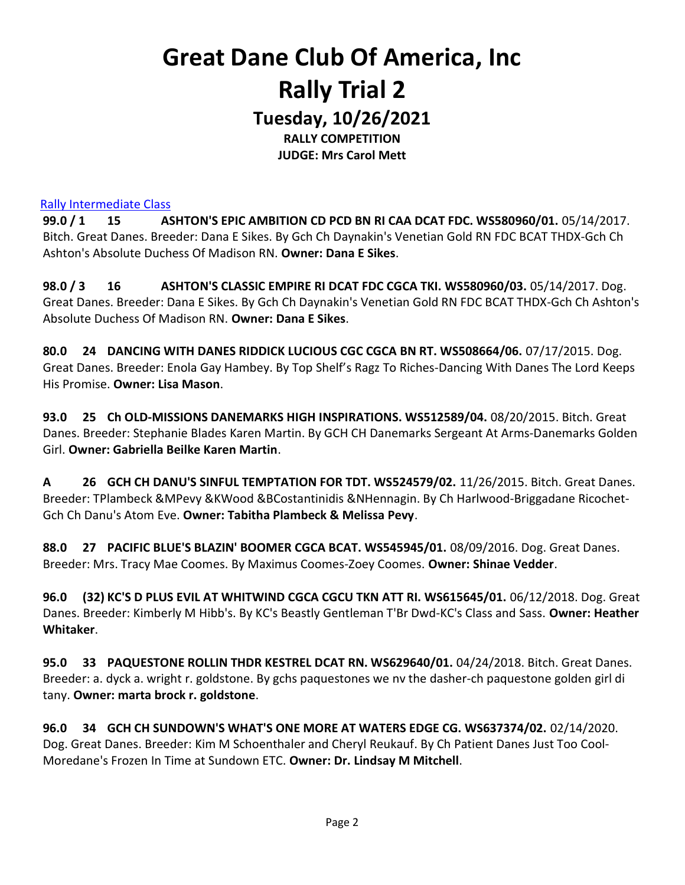# Great Dane Club Of America, Inc

# Rally Trial 2

## Tuesday, 10/26/2021

**RALLY COMPETITION**

**JUDGE: Mrs Carol Mett**

Rally Intermediate Class

**99.0 / 1 15 ASHTON'S EPIC AMBITION CD PCD BN RI CAA DCAT FDC. WS580960/01.** 05/14/2017. Bitch. Great Danes. Breeder: Dana E Sikes. By Gch Ch Daynakin's Venetian Gold RN FDC BCAT THDX-Gch Ch Ashton's Absolute Duchess Of Madison RN. **Owner: Dana E Sikes**.

**98.0 / 3 16 ASHTON'S CLASSIC EMPIRE RI DCAT FDC CGCA TKI. WS580960/03.** 05/14/2017. Dog. Great Danes. Breeder: Dana E Sikes. By Gch Ch Daynakin's Venetian Gold RN FDC BCAT THDX-Gch Ch Ashton's Absolute Duchess Of Madison RN. **Owner: Dana E Sikes**.

**80.0 24 DANCING WITH DANES RIDDICK LUCIOUS CGC CGCA BN RT. WS508664/06.** 07/17/2015. Dog. Great Danes. Breeder: Enola Gay Hambey. By Top Shelf's Ragz To Riches-Dancing With Danes The Lord Keeps His Promise. **Owner: Lisa Mason**.

**93.0 25 Ch OLD-MISSIONS DANEMARKS HIGH INSPIRATIONS. WS512589/04.** 08/20/2015. Bitch. Great Danes. Breeder: Stephanie Blades Karen Martin. By GCH CH Danemarks Sergeant At Arms-Danemarks Golden Girl. **Owner: Gabriella Beilke Karen Martin**.

**A 26 GCH CH DANU'S SINFUL TEMPTATION FOR TDT. WS524579/02.** 11/26/2015. Bitch. Great Danes. Breeder: TPlambeck &MPevy &KWood &BCostantinidis &NHennagin. By Ch Harlwood-Briggadane Ricochet-Gch Ch Danu's Atom Eve. **Owner: Tabitha Plambeck & Melissa Pevy**.

**88.0 27 PACIFIC BLUE'S BLAZIN' BOOMER CGCA BCAT. WS545945/01.** 08/09/2016. Dog. Great Danes. Breeder: Mrs. Tracy Mae Coomes. By Maximus Coomes-Zoey Coomes. **Owner: Shinae Vedder**.

**96.0 (32) KC'S D PLUS EVIL AT WHITWIND CGCA CGCU TKN ATT RI. WS615645/01.** 06/12/2018. Dog. Great Danes. Breeder: Kimberly M Hibb's. By KC's Beastly Gentleman T'Br Dwd-KC's Class and Sass. **Owner: Heather Whitaker**.

**95.0 33 PAQUESTONE ROLLIN THDR KESTREL DCAT RN. WS629640/01.** 04/24/2018. Bitch. Great Danes. Breeder: a. dyck a. wright r. goldstone. By gchs paquestones we nv the dasher-ch paquestone golden girl di tany. **Owner: marta brock r. goldstone**.

**96.0 34 GCH CH SUNDOWN'S WHAT'S ONE MORE AT WATERS EDGE CG. WS637374/02.** 02/14/2020. Dog. Great Danes. Breeder: Kim M Schoenthaler and Cheryl Reukauf. By Ch Patient Danes Just Too Cool-Moredane's Frozen In Time at Sundown ETC. **Owner: Dr. Lindsay M Mitchell**.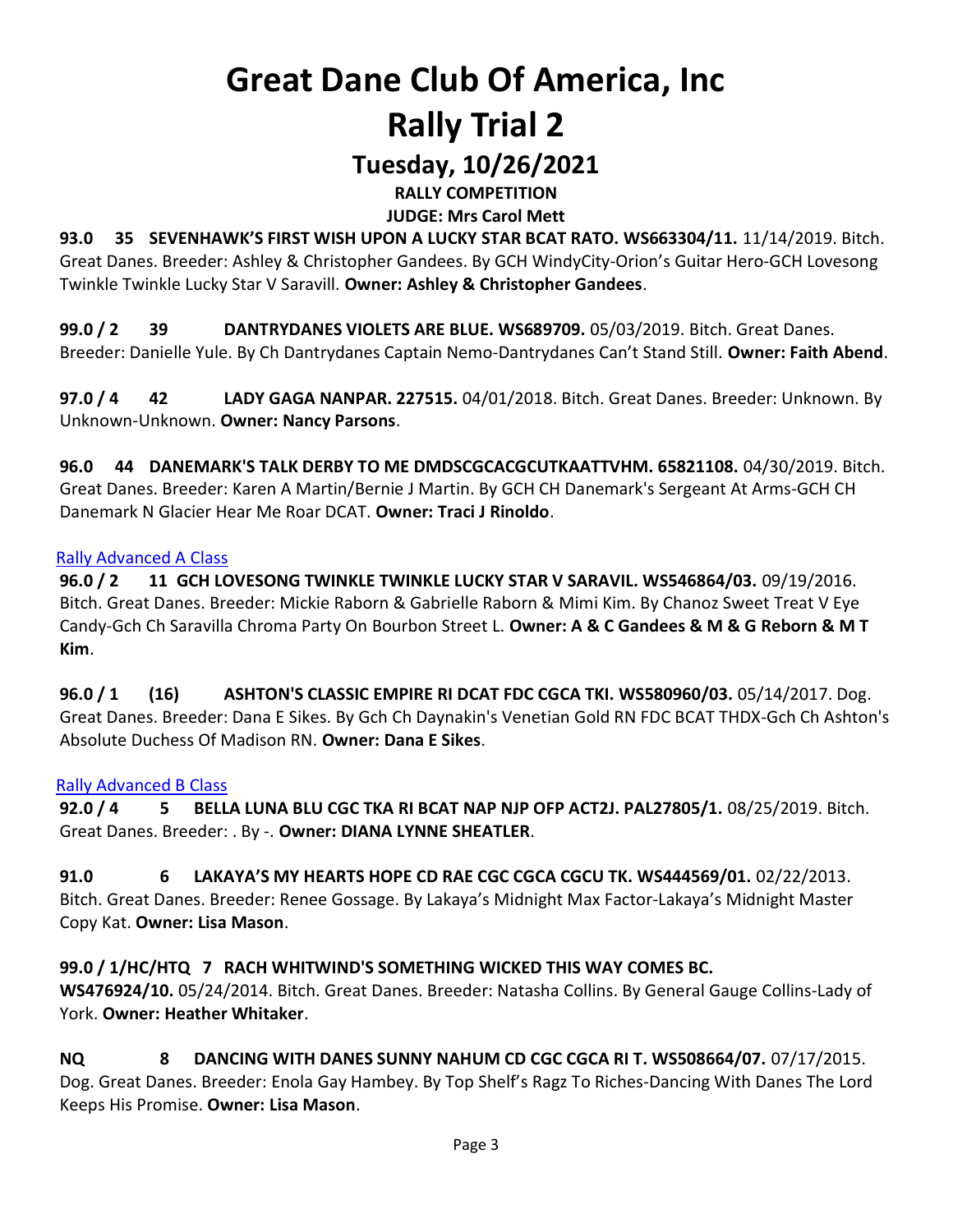# Great Dane Club Of America, Inc

# Rally Trial 2

## Tuesday, 10/26/2021

**RALLY COMPETITION**

**JUDGE: Mrs Carol Mett**

**93.0 35 SEVENHAWK'S FIRST WISH UPON A LUCKY STAR BCAT RATO. WS663304/11.** 11/14/2019. Bitch. Great Danes. Breeder: Ashley & Christopher Gandees. By GCH WindyCity-Orion's Guitar Hero-GCH Lovesong Twinkle Twinkle Lucky Star V Saravill. **Owner: Ashley & Christopher Gandees**.

**99.0 / 2 39 DANTRYDANES VIOLETS ARE BLUE. WS689709.** 05/03/2019. Bitch. Great Danes. Breeder: Danielle Yule. By Ch Dantrydanes Captain Nemo-Dantrydanes Can't Stand Still. **Owner: Faith Abend**.

**97.0 / 4 42 LADY GAGA NANPAR. 227515.** 04/01/2018. Bitch. Great Danes. Breeder: Unknown. By Unknown-Unknown. **Owner: Nancy Parsons**.

**96.0 44 DANEMARK'S TALK DERBY TO ME DMDSCGCACGCUTKAATTVHM. 65821108.** 04/30/2019. Bitch. Great Danes. Breeder: Karen A Martin/Bernie J Martin. By GCH CH Danemark's Sergeant At Arms-GCH CH Danemark N Glacier Hear Me Roar DCAT. **Owner: Traci J Rinoldo**.

Rally Advanced A Class

**96.0 / 2 11 GCH LOVESONG TWINKLE TWINKLE LUCKY STAR V SARAVIL. WS546864/03.** 09/19/2016. Bitch. Great Danes. Breeder: Mickie Raborn & Gabrielle Raborn & Mimi Kim. By Chanoz Sweet Treat V Eye Candy-Gch Ch Saravilla Chroma Party On Bourbon Street L. **Owner: A & C Gandees & M & G Reborn & M T Kim**.

**96.0 / 1 (16) ASHTON'S CLASSIC EMPIRE RI DCAT FDC CGCA TKI. WS580960/03.** 05/14/2017. Dog. Great Danes. Breeder: Dana E Sikes. By Gch Ch Daynakin's Venetian Gold RN FDC BCAT THDX-Gch Ch Ashton's Absolute Duchess Of Madison RN. **Owner: Dana E Sikes**.

Rally Advanced B Class

**92.0 / 4 5 BELLA LUNA BLU CGC TKA RI BCAT NAP NJP OFP ACT2J. PAL27805/1.** 08/25/2019. Bitch. Great Danes. Breeder: . By -. **Owner: DIANA LYNNE SHEATLER**.

**91.0 6 LAKAYA'S MY HEARTS HOPE CD RAE CGC CGCA CGCU TK. WS444569/01.** 02/22/2013. Bitch. Great Danes. Breeder: Renee Gossage. By Lakaya's Midnight Max Factor-Lakaya's Midnight Master Copy Kat. **Owner: Lisa Mason**.

**99.0 / 1/HC/HTQ 7 RACH WHITWIND'S SOMETHING WICKED THIS WAY COMES BC. WS476924/10.** 05/24/2014. Bitch. Great Danes. Breeder: Natasha Collins. By General Gauge Collins-Lady of York. **Owner: Heather Whitaker**.

**NQ 8 DANCING WITH DANES SUNNY NAHUM CD CGC CGCA RI T. WS508664/07.** 07/17/2015. Dog. Great Danes. Breeder: Enola Gay Hambey. By Top Shelf's Ragz To Riches-Dancing With Danes The Lord Keeps His Promise. **Owner: Lisa Mason**.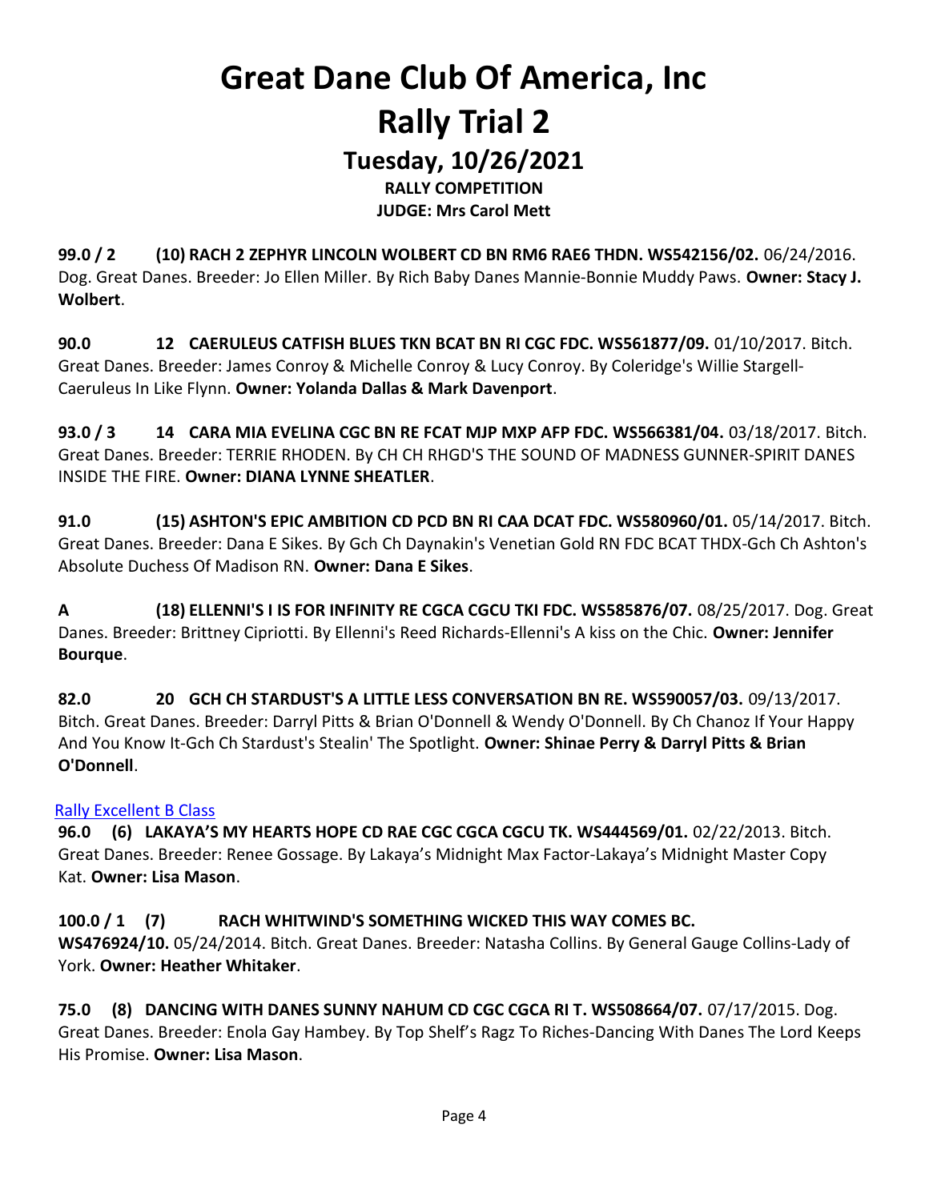# Great Dane Club Of America, Inc

# Rally Trial 2

## Tuesday, 10/26/2021

**RALLY COMPETITION**

**JUDGE: Mrs Carol Mett**

**99.0 / 2 (10) RACH 2 ZEPHYR LINCOLN WOLBERT CD BN RM6 RAE6 THDN. WS542156/02.** 06/24/2016. Dog. Great Danes. Breeder: Jo Ellen Miller. By Rich Baby Danes Mannie-Bonnie Muddy Paws. **Owner: Stacy J. Wolbert**.

**90.0 12 CAERULEUS CATFISH BLUES TKN BCAT BN RI CGC FDC. WS561877/09.** 01/10/2017. Bitch. Great Danes. Breeder: James Conroy & Michelle Conroy & Lucy Conroy. By Coleridge's Willie Stargell-Caeruleus In Like Flynn. **Owner: Yolanda Dallas & Mark Davenport**.

**93.0 / 3 14 CARA MIA EVELINA CGC BN RE FCAT MJP MXP AFP FDC. WS566381/04.** 03/18/2017. Bitch. Great Danes. Breeder: TERRIE RHODEN. By CH CH RHGD'S THE SOUND OF MADNESS GUNNER-SPIRIT DANES INSIDE THE FIRE. **Owner: DIANA LYNNE SHEATLER**.

**91.0 (15) ASHTON'S EPIC AMBITION CD PCD BN RI CAA DCAT FDC. WS580960/01.** 05/14/2017. Bitch. Great Danes. Breeder: Dana E Sikes. By Gch Ch Daynakin's Venetian Gold RN FDC BCAT THDX-Gch Ch Ashton's Absolute Duchess Of Madison RN. **Owner: Dana E Sikes**.

**A (18) ELLENNI'S I IS FOR INFINITY RE CGCA CGCU TKI FDC. WS585876/07.** 08/25/2017. Dog. Great Danes. Breeder: Brittney Cipriotti. By Ellenni's Reed Richards-Ellenni's A kiss on the Chic. **Owner: Jennifer Bourque**.

**82.0 20 GCH CH STARDUST'S A LITTLE LESS CONVERSATION BN RE. WS590057/03.** 09/13/2017. Bitch. Great Danes. Breeder: Darryl Pitts & Brian O'Donnell & Wendy O'Donnell. By Ch Chanoz If Your Happy And You Know It-Gch Ch Stardust's Stealin' The Spotlight. **Owner: Shinae Perry & Darryl Pitts & Brian O'Donnell**.

Rally Excellent B Class

**96.0 (6) LAKAYA'S MY HEARTS HOPE CD RAE CGC CGCA CGCU TK. WS444569/01.** 02/22/2013. Bitch. Great Danes. Breeder: Renee Gossage. By Lakaya's Midnight Max Factor-Lakaya's Midnight Master Copy Kat. **Owner: Lisa Mason**.

**100.0 / 1 (7) RACH WHITWIND'S SOMETHING WICKED THIS WAY COMES BC. WS476924/10.** 05/24/2014. Bitch. Great Danes. Breeder: Natasha Collins. By General Gauge Collins-Lady of York. **Owner: Heather Whitaker**.

**75.0 (8) DANCING WITH DANES SUNNY NAHUM CD CGC CGCA RI T. WS508664/07.** 07/17/2015. Dog. Great Danes. Breeder: Enola Gay Hambey. By Top Shelf's Ragz To Riches-Dancing With Danes The Lord Keeps His Promise. **Owner: Lisa Mason**.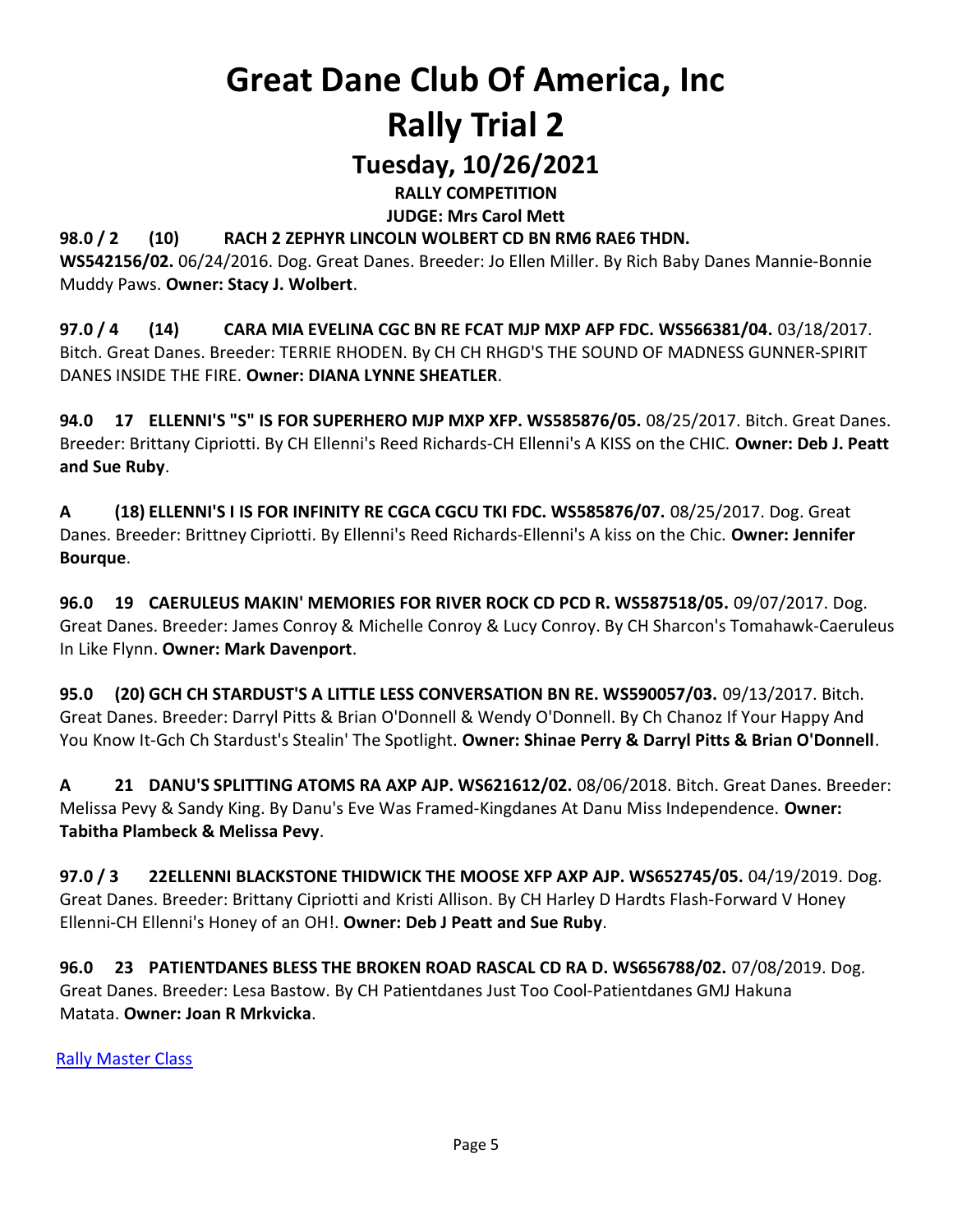# Great Dane Club Of America, Inc

# Rally Trial 2

## Tuesday, 10/26/2021

**RALLY COMPETITION**

**JUDGE: Mrs Carol Mett**

**98.0 / 2 (10) RACH 2 ZEPHYR LINCOLN WOLBERT CD BN RM6 RAE6 THDN. WS542156/02.** 06/24/2016. Dog. Great Danes. Breeder: Jo Ellen Miller. By Rich Baby Danes Mannie-Bonnie Muddy Paws. **Owner: Stacy J. Wolbert**.

**97.0 / 4 (14) CARA MIA EVELINA CGC BN RE FCAT MJP MXP AFP FDC. WS566381/04.** 03/18/2017. Bitch. Great Danes. Breeder: TERRIE RHODEN. By CH CH RHGD'S THE SOUND OF MADNESS GUNNER-SPIRIT DANES INSIDE THE FIRE. **Owner: DIANA LYNNE SHEATLER**.

**94.0 17 ELLENNI'S "S" IS FOR SUPERHERO MJP MXP XFP. WS585876/05.** 08/25/2017. Bitch. Great Danes. Breeder: Brittany Cipriotti. By CH Ellenni's Reed Richards-CH Ellenni's A KISS on the CHIC. **Owner: Deb J. Peatt and Sue Ruby**.

**A (18) ELLENNI'S I IS FOR INFINITY RE CGCA CGCU TKI FDC. WS585876/07.** 08/25/2017. Dog. Great Danes. Breeder: Brittney Cipriotti. By Ellenni's Reed Richards-Ellenni's A kiss on the Chic. **Owner: Jennifer Bourque**.

**96.0 19 CAERULEUS MAKIN' MEMORIES FOR RIVER ROCK CD PCD R. WS587518/05.** 09/07/2017. Dog. Great Danes. Breeder: James Conroy & Michelle Conroy & Lucy Conroy. By CH Sharcon's Tomahawk-Caeruleus In Like Flynn. **Owner: Mark Davenport**.

**95.0 (20) GCH CH STARDUST'S A LITTLE LESS CONVERSATION BN RE. WS590057/03.** 09/13/2017. Bitch. Great Danes. Breeder: Darryl Pitts & Brian O'Donnell & Wendy O'Donnell. By Ch Chanoz If Your Happy And You Know It-Gch Ch Stardust's Stealin' The Spotlight. **Owner: Shinae Perry & Darryl Pitts & Brian O'Donnell**.

**A 21 DANU'S SPLITTING ATOMS RA AXP AJP. WS621612/02.** 08/06/2018. Bitch. Great Danes. Breeder: Melissa Pevy & Sandy King. By Danu's Eve Was Framed-Kingdanes At Danu Miss Independence. **Owner: Tabitha Plambeck & Melissa Pevy**.

**97.0 / 3 22ELLENNI BLACKSTONE THIDWICK THE MOOSE XFP AXP AJP. WS652745/05.** 04/19/2019. Dog. Great Danes. Breeder: Brittany Cipriotti and Kristi Allison. By CH Harley D Hardts Flash-Forward V Honey Ellenni-CH Ellenni's Honey of an OH!. **Owner: Deb J Peatt and Sue Ruby**.

**96.0 23 PATIENTDANES BLESS THE BROKEN ROAD RASCAL CD RA D. WS656788/02.** 07/08/2019. Dog. Great Danes. Breeder: Lesa Bastow. By CH Patientdanes Just Too Cool-Patientdanes GMJ Hakuna Matata. **Owner: Joan R Mrkvicka**.

Rally Master Class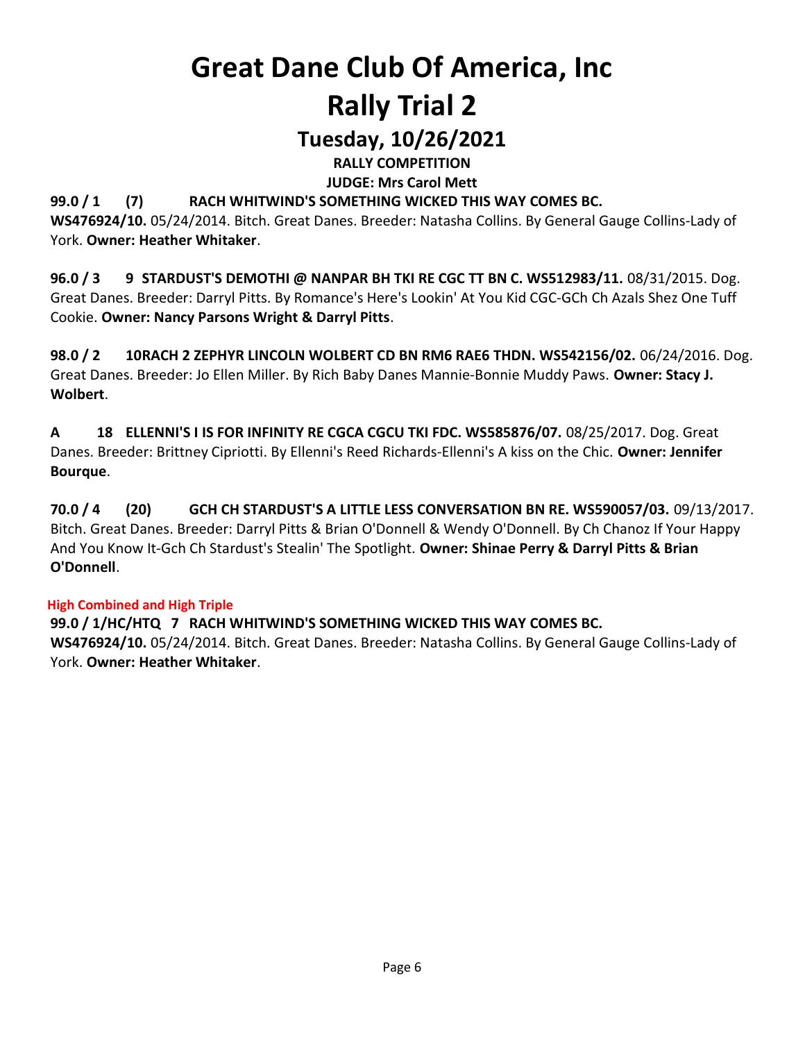# Great Dane Club Of America, Inc

# Rally Trial 2

## Tuesday, 10/26/2021

### RALLY COMPETITION

### JUDGE: Mrs Carol Mett

**99.0 / 1 (7) RACH WHITWIND'S SOMETHING WICKED THIS WAY COMES BC. WS476924/10.** 05/24/2014. Bitch. Great Danes. Breeder: Natasha Collins. By General Gauge Collins-Lady of York. **Owner: Heather Whitaker**.

**96.0 / 3 9 STARDUST'S DEMOTHI @ NANPAR BH TKI RE CGC TT BN C. WS512983/11.** 08/31/2015. Dog. Great Danes. Breeder: Darryl Pitts. By Romance's Here's Lookin' At You Kid CGC-GCh Ch Azals Shez One Tuff Cookie. **Owner: Nancy Parsons Wright & Darryl Pitts**.

**98.0 / 2 10RACH 2 ZEPHYR LINCOLN WOLBERT CD BN RM6 RAE6 THDN. WS542156/02.** 06/24/2016. Dog. Great Danes. Breeder: Jo Ellen Miller. By Rich Baby Danes Mannie-Bonnie Muddy Paws. **Owner: Stacy J. Wolbert**.

**A 18 ELLENNI'S I IS FOR INFINITY RE CGCA CGCU TKI FDC. WS585876/07.** 08/25/2017. Dog. Great Danes. Breeder: Brittney Cipriotti. By Ellenni's Reed Richards-Ellenni's A kiss on the Chic. **Owner: Jennifer Bourque**.

**70.0 / 4 (20) GCH CH STARDUST'S A LITTLE LESS CONVERSATION BN RE. WS590057/03.** 09/13/2017. Bitch. Great Danes. Breeder: Darryl Pitts & Brian O'Donnell & Wendy O'Donnell. By Ch Chanoz If Your Happy And You Know It-Gch Ch Stardust's Stealin' The Spotlight. **Owner: Shinae Perry & Darryl Pitts & Brian O'Donnell**.

**High Combined and High Triple**

**99.0 / 1/HC/HTQ 7 RACH WHITWIND'S SOMETHING WICKED THIS WAY COMES BC. WS476924/10.** 05/24/2014. Bitch. Great Danes. Breeder: Natasha Collins. By General Gauge Collins-Lady of York. **Owner: Heather Whitaker**.